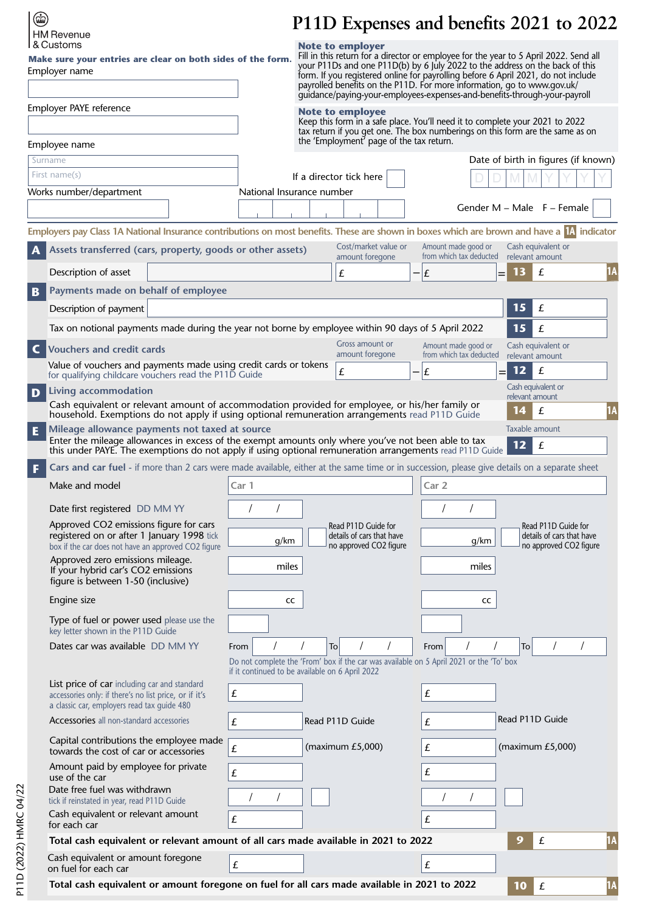HM Revenue & Customs

# P11D Expenses and benefits 2021 to 2022

**Make sure your entries are clear on both sides of the form.**

**Note to employer**
Fill in this return for a director or employee for the year to 5 April 2022. Send all your P11Ds and one P11D(b) by 6 July 2022 to the address on the back of this form. If you registered online for payrolling before 6 April 2021, do not include payrolled benefits on the P11D. For more information, go to www.gov.uk/guidance/paying-your-employees-expenses-and-benefits-through-your-payroll

**Note to employee**
Keep this form in a safe place. You'll need it to complete your 2021 to 2022 tax return if you get one. The box numberings on this form are the same as on the 'Employment' page of the tax return.

Employer name

Employer PAYE reference

Employee name

Surname

First name(s)

If a director tick here

Date of birth in figures (if known) DD MM YYYY

Works number/department

National Insurance number

Gender M – Male F – Female

Employers pay Class 1A National Insurance contributions on most benefits. These are shown in boxes which are brown and have a **1A** indicator

## A Assets transferred (cars, property, goods or other assets)

| | Cost/market value or amount foregone | | Amount made good or from which tax deducted | | Cash equivalent or relevant amount |
|---|---|---|---|---|---|
| Description of asset | £ | – | £ | = | **13** £ **1A** |

## B Payments made on behalf of employee

| | |
|---|---|
| Description of payment | **15** £ |
| Tax on notional payments made during the year not borne by employee within 90 days of 5 April 2022 | **15** £ |

## C Vouchers and credit cards

| | Gross amount or amount foregone | | Amount made good or from which tax deducted | | Cash equivalent or relevant amount |
|---|---|---|---|---|---|
| Value of vouchers and payments made using credit cards or tokens for qualifying childcare vouchers read the P11D Guide | £ | – | £ | = | **12** £ |

## D Living accommodation

Cash equivalent or relevant amount of accommodation provided for employee, or his/her family or household. Exemptions do not apply if using optional remuneration arrangements read P11D Guide

Cash equivalent or relevant amount **14** £ **1A**

## E Mileage allowance payments not taxed at source

Enter the mileage allowances in excess of the exempt amounts only where you've not been able to tax this under PAYE. The exemptions do not apply if using optional remuneration arrangements read P11D Guide

Taxable amount **12** £

## F Cars and car fuel - if more than 2 cars were made available, either at the same time or in succession, please give details on a separate sheet

| | Car 1 | Car 2 |
|---|---|---|
| Make and model | | |
| Date first registered DD MM YY | / / | / / |
| Approved CO2 emissions figure for cars registered on or after 1 January 1998 tick box if the car does not have an approved CO2 figure | g/km ☐ Read P11D Guide for details of cars that have no approved CO2 figure | g/km ☐ Read P11D Guide for details of cars that have no approved CO2 figure |
| Approved zero emissions mileage. If your hybrid car's CO2 emissions figure is between 1-50 (inclusive) | miles | miles |
| Engine size | cc | cc |
| Type of fuel or power used please use the key letter shown in the P11D Guide | | |
| Dates car was available DD MM YY | From / / To / / | From / / To / / |
| | Do not complete the 'From' box if the car was available on 5 April 2021 or the 'To' box if it continued to be available on 6 April 2022 | |
| List price of car including car and standard accessories only: if there's no list price, or if it's a classic car, employers read tax guide 480 | £ | £ |
| Accessories all non-standard accessories | £ Read P11D Guide | £ Read P11D Guide |
| Capital contributions the employee made towards the cost of car or accessories | £ (maximum £5,000) | £ (maximum £5,000) |
| Amount paid by employee for private use of the car | £ | £ |
| Date free fuel was withdrawn tick if reinstated in year, read P11D Guide | / / ☐ | / / ☐ |
| Cash equivalent or relevant amount for each car | £ | £ |

**Total cash equivalent or relevant amount of all cars made available in 2021 to 2022** **9** £ **1A**

| | Car 1 | Car 2 |
|---|---|---|
| Cash equivalent or amount foregone on fuel for each car | £ | £ |

**Total cash equivalent or amount foregone on fuel for all cars made available in 2021 to 2022** **10** £ **1A**

P11D (2022) HMRC 04/22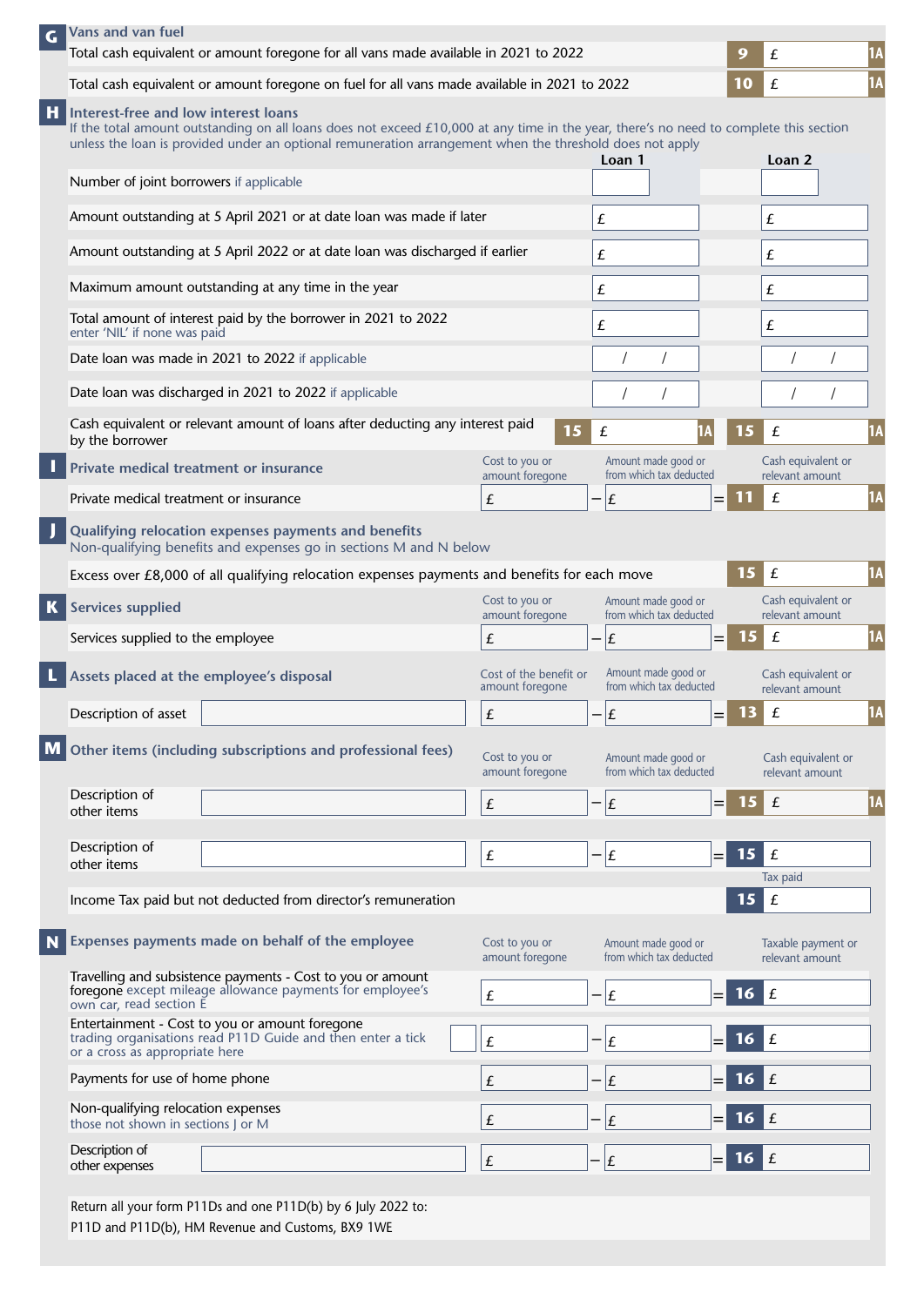## G Vans and van fuel

| | | |
|---|---|---|
| Total cash equivalent or amount foregone for all vans made available in 2021 to 2022 | 9 | £ 1A |
| Total cash equivalent or amount foregone on fuel for all vans made available in 2021 to 2022 | 10 | £ 1A |

## H Interest-free and low interest loans

If the total amount outstanding on all loans does not exceed £10,000 at any time in the year, there's no need to complete this section unless the loan is provided under an optional remuneration arrangement when the threshold does not apply

| | Loan 1 | Loan 2 |
|---|---|---|
| Number of joint borrowers if applicable | | |
| Amount outstanding at 5 April 2021 or at date loan was made if later | £ | £ |
| Amount outstanding at 5 April 2022 or at date loan was discharged if earlier | £ | £ |
| Maximum amount outstanding at any time in the year | £ | £ |
| Total amount of interest paid by the borrower in 2021 to 2022 enter 'NIL' if none was paid | £ | £ |
| Date loan was made in 2021 to 2022 if applicable | / / | / / |
| Date loan was discharged in 2021 to 2022 if applicable | / / | / / |
| Cash equivalent or relevant amount of loans after deducting any interest paid by the borrower | 15 £ 1A | 15 £ 1A |

## I Private medical treatment or insurance

| | Cost to you or amount foregone | | Amount made good or from which tax deducted | | | Cash equivalent or relevant amount |
|---|---|---|---|---|---|---|
| Private medical treatment or insurance | £ | – | £ | = | 11 | £ 1A |

## J Qualifying relocation expenses payments and benefits

Non-qualifying benefits and expenses go in sections M and N below

| | | |
|---|---|---|
| Excess over £8,000 of all qualifying relocation expenses payments and benefits for each move | 15 | £ 1A |

## K Services supplied

| | Cost to you or amount foregone | | Amount made good or from which tax deducted | | | Cash equivalent or relevant amount |
|---|---|---|---|---|---|---|
| Services supplied to the employee | £ | – | £ | = | 15 | £ 1A |

## L Assets placed at the employee's disposal

| | | Cost of the benefit or amount foregone | | Amount made good or from which tax deducted | | | Cash equivalent or relevant amount |
|---|---|---|---|---|---|---|---|
| Description of asset | | £ | – | £ | = | 13 | £ 1A |

## M Other items (including subscriptions and professional fees)

| | | Cost to you or amount foregone | | Amount made good or from which tax deducted | | | Cash equivalent or relevant amount |
|---|---|---|---|---|---|---|---|
| Description of other items | | £ | – | £ | = | 15 | £ 1A |
| Description of other items | | £ | – | £ | = | 15 | £ |

| | | Tax paid |
|---|---|---|
| Income Tax paid but not deducted from director's remuneration | 15 | £ |

## N Expenses payments made on behalf of the employee

| | Cost to you or amount foregone | | Amount made good or from which tax deducted | | | Taxable payment or relevant amount |
|---|---|---|---|---|---|---|
| Travelling and subsistence payments - Cost to you or amount foregone except mileage allowance payments for employee's own car, read section E | £ | – | £ | = | 16 | £ |
| Entertainment - Cost to you or amount foregone trading organisations read P11D Guide and then enter a tick or a cross as appropriate here ☐ | £ | – | £ | = | 16 | £ |
| Payments for use of home phone | £ | – | £ | = | 16 | £ |
| Non-qualifying relocation expenses those not shown in sections J or M | £ | – | £ | = | 16 | £ |
| Description of other expenses | £ | – | £ | = | 16 | £ |

Return all your form P11Ds and one P11D(b) by 6 July 2022 to:
P11D and P11D(b), HM Revenue and Customs, BX9 1WE